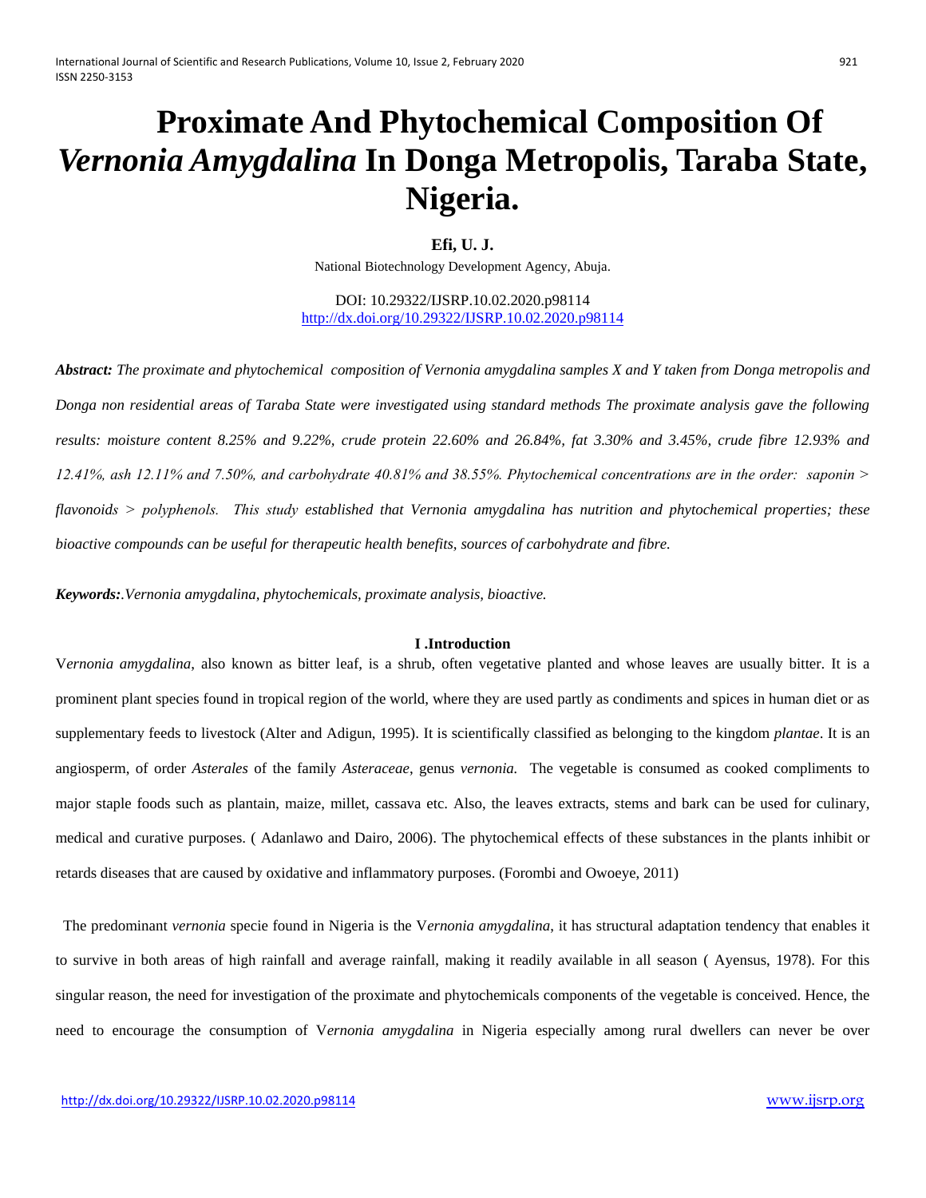# Proximate And Phytochemical Composition Of *Vernonia Amygdalina* In Donga Metropolis, Taraba State, Nigeria.

**Efi, U. J.**

National Biotechnology Development Agency, Abuja.

DOI: 10.29322/IJSRP.10.02.2020.p98114
http://dx.doi.org/10.29322/IJSRP.10.02.2020.p98114

***Abstract:*** *The proximate and phytochemical composition of Vernonia amygdalina samples X and Y taken from Donga metropolis and Donga non residential areas of Taraba State were investigated using standard methods The proximate analysis gave the following results: moisture content 8.25% and 9.22%, crude protein 22.60% and 26.84%, fat 3.30% and 3.45%, crude fibre 12.93% and 12.41%, ash 12.11% and 7.50%, and carbohydrate 40.81% and 38.55%. Phytochemical concentrations are in the order: saponin > flavonoids > polyphenols. This study established that Vernonia amygdalina has nutrition and phytochemical properties; these bioactive compounds can be useful for therapeutic health benefits, sources of carbohydrate and fibre.*

***Keywords:*** *.Vernonia amygdalina, phytochemicals, proximate analysis, bioactive.*

## I .Introduction

V*ernonia amygdalina*, also known as bitter leaf, is a shrub, often vegetative planted and whose leaves are usually bitter. It is a prominent plant species found in tropical region of the world, where they are used partly as condiments and spices in human diet or as supplementary feeds to livestock (Alter and Adigun, 1995). It is scientifically classified as belonging to the kingdom *plantae*. It is an angiosperm, of order *Asterales* of the family *Asteraceae*, genus *vernonia.* The vegetable is consumed as cooked compliments to major staple foods such as plantain, maize, millet, cassava etc. Also, the leaves extracts, stems and bark can be used for culinary, medical and curative purposes. ( Adanlawo and Dairo, 2006). The phytochemical effects of these substances in the plants inhibit or retards diseases that are caused by oxidative and inflammatory purposes. (Forombi and Owoeye, 2011)

The predominant *vernonia* specie found in Nigeria is the V*ernonia amygdalina*, it has structural adaptation tendency that enables it to survive in both areas of high rainfall and average rainfall, making it readily available in all season ( Ayensus, 1978). For this singular reason, the need for investigation of the proximate and phytochemicals components of the vegetable is conceived. Hence, the need to encourage the consumption of V*ernonia amygdalina* in Nigeria especially among rural dwellers can never be over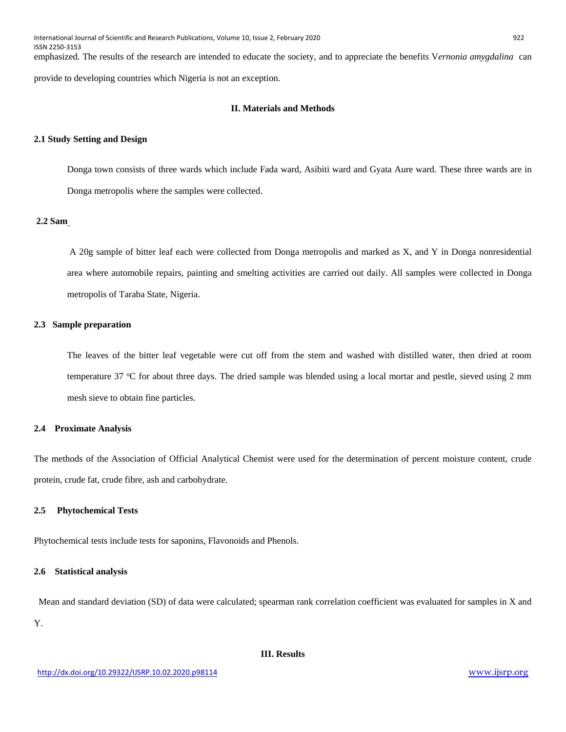emphasized. The results of the research are intended to educate the society, and to appreciate the benefits V*ernonia amygdalina* can provide to developing countries which Nigeria is not an exception.

## II. Materials and Methods

### 2.1 Study Setting and Design

Donga town consists of three wards which include Fada ward, Asibiti ward and Gyata Aure ward. These three wards are in Donga metropolis where the samples were collected.

### 2.2 Sam

A 20g sample of bitter leaf each were collected from Donga metropolis and marked as X, and Y in Donga nonresidential area where automobile repairs, painting and smelting activities are carried out daily. All samples were collected in Donga metropolis of Taraba State, Nigeria.

### 2.3 Sample preparation

The leaves of the bitter leaf vegetable were cut off from the stem and washed with distilled water, then dried at room temperature 37 $^{o}$C for about three days. The dried sample was blended using a local mortar and pestle, sieved using 2 mm mesh sieve to obtain fine particles.

### 2.4 Proximate Analysis

The methods of the Association of Official Analytical Chemist were used for the determination of percent moisture content, crude protein, crude fat, crude fibre, ash and carbohydrate.

### 2.5 Phytochemical Tests

Phytochemical tests include tests for saponins, Flavonoids and Phenols.

### 2.6 Statistical analysis

Mean and standard deviation (SD) of data were calculated; spearman rank correlation coefficient was evaluated for samples in X and Y.

## III. Results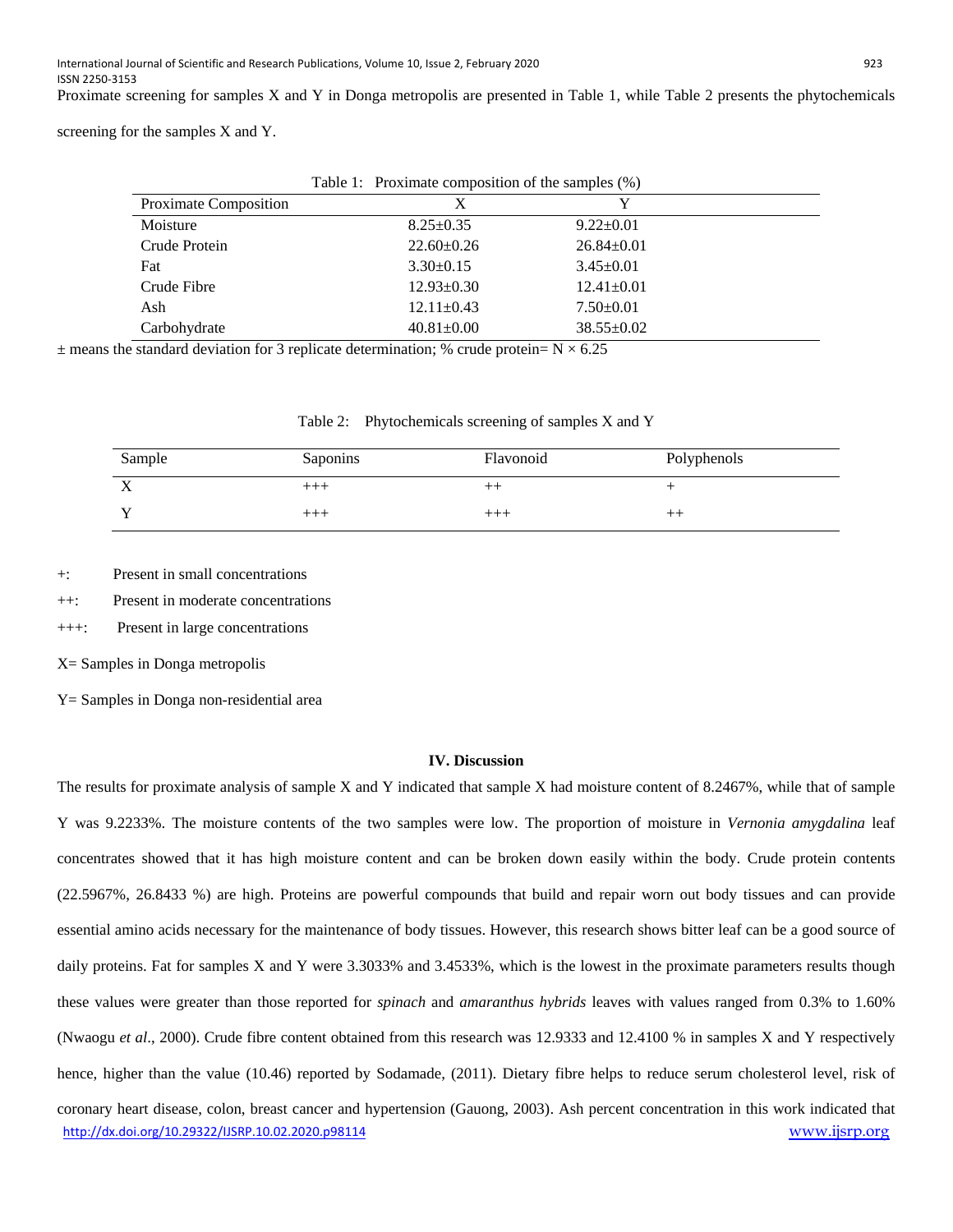Proximate screening for samples X and Y in Donga metropolis are presented in Table 1, while Table 2 presents the phytochemicals screening for the samples X and Y.

Table 1: Proximate composition of the samples (%)

| Proximate Composition | X | Y |
|---|---|---|
| Moisture | 8.25±0.35 | 9.22±0.01 |
| Crude Protein | 22.60±0.26 | 26.84±0.01 |
| Fat | 3.30±0.15 | 3.45±0.01 |
| Crude Fibre | 12.93±0.30 | 12.41±0.01 |
| Ash | 12.11±0.43 | 7.50±0.01 |
| Carbohydrate | 40.81±0.00 | 38.55±0.02 |

± means the standard deviation for 3 replicate determination; % crude protein= N × 6.25

Table 2: Phytochemicals screening of samples X and Y

| Sample | Saponins | Flavonoid | Polyphenols |
|---|---|---|---|
| X | +++ | ++ | + |
| Y | +++ | +++ | ++ |

+: Present in small concentrations

++: Present in moderate concentrations

+++: Present in large concentrations

X= Samples in Donga metropolis

Y= Samples in Donga non-residential area

## IV. Discussion

The results for proximate analysis of sample X and Y indicated that sample X had moisture content of 8.2467%, while that of sample Y was 9.2233%. The moisture contents of the two samples were low. The proportion of moisture in *Vernonia amygdalina* leaf concentrates showed that it has high moisture content and can be broken down easily within the body. Crude protein contents (22.5967%, 26.8433 %) are high. Proteins are powerful compounds that build and repair worn out body tissues and can provide essential amino acids necessary for the maintenance of body tissues. However, this research shows bitter leaf can be a good source of daily proteins. Fat for samples X and Y were 3.3033% and 3.4533%, which is the lowest in the proximate parameters results though these values were greater than those reported for *spinach* and *amaranthus hybrids* leaves with values ranged from 0.3% to 1.60% (Nwaogu *et al*., 2000). Crude fibre content obtained from this research was 12.9333 and 12.4100 % in samples X and Y respectively hence, higher than the value (10.46) reported by Sodamade, (2011). Dietary fibre helps to reduce serum cholesterol level, risk of coronary heart disease, colon, breast cancer and hypertension (Gauong, 2003). Ash percent concentration in this work indicated that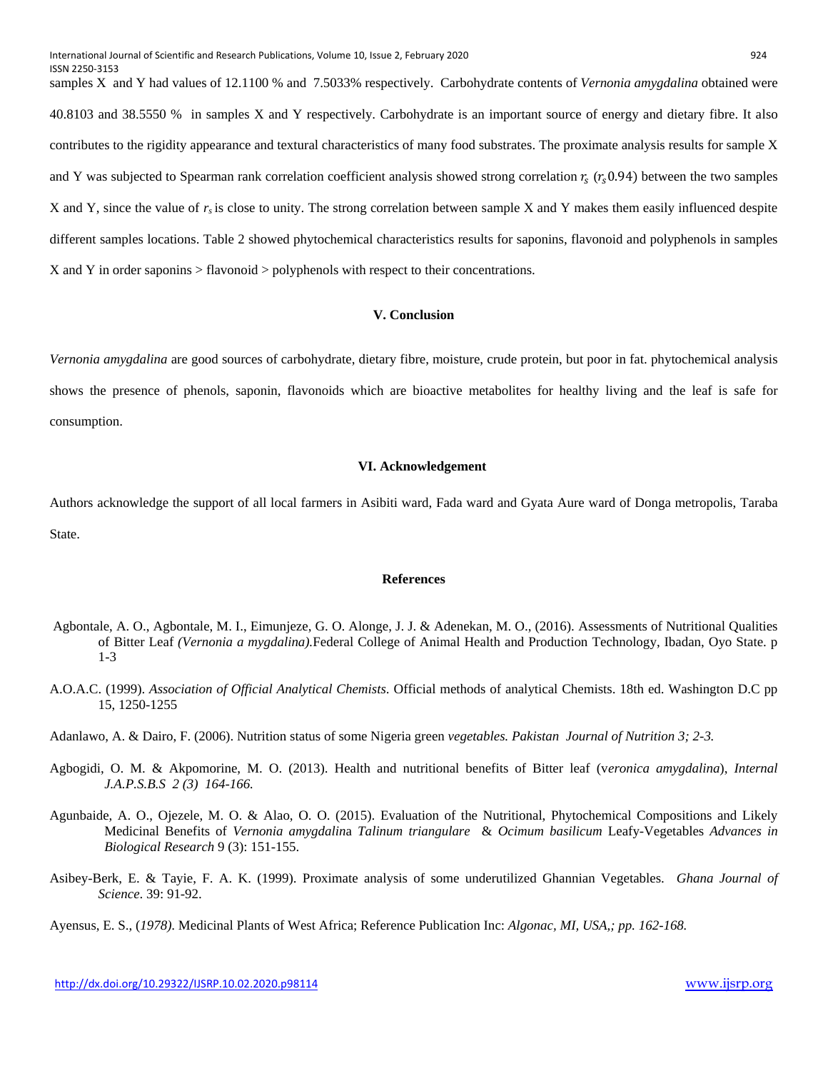samples X and Y had values of 12.1100 % and 7.5033% respectively. Carbohydrate contents of *Vernonia amygdalina* obtained were 40.8103 and 38.5550 % in samples X and Y respectively. Carbohydrate is an important source of energy and dietary fibre. It also contributes to the rigidity appearance and textural characteristics of many food substrates. The proximate analysis results for sample X and Y was subjected to Spearman rank correlation coefficient analysis showed strong correlation $r_s$ ($r_s$ 0.94) between the two samples X and Y, since the value of $r_s$ is close to unity. The strong correlation between sample X and Y makes them easily influenced despite different samples locations. Table 2 showed phytochemical characteristics results for saponins, flavonoid and polyphenols in samples X and Y in order saponins > flavonoid > polyphenols with respect to their concentrations.

## V. Conclusion

*Vernonia amygdalina* are good sources of carbohydrate, dietary fibre, moisture, crude protein, but poor in fat. phytochemical analysis shows the presence of phenols, saponin, flavonoids which are bioactive metabolites for healthy living and the leaf is safe for consumption.

## VI. Acknowledgement

Authors acknowledge the support of all local farmers in Asibiti ward, Fada ward and Gyata Aure ward of Donga metropolis, Taraba State.

## References

Agbontale, A. O., Agbontale, M. I., Eimunjeze, G. O. Alonge, J. J. & Adenekan, M. O., (2016). Assessments of Nutritional Qualities of Bitter Leaf *(Vernonia a mygdalina).*Federal College of Animal Health and Production Technology, Ibadan, Oyo State. p 1-3

A.O.A.C. (1999). *Association of Official Analytical Chemists*. Official methods of analytical Chemists. 18th ed. Washington D.C pp 15, 1250-1255

Adanlawo, A. & Dairo, F. (2006). Nutrition status of some Nigeria green *vegetables. Pakistan Journal of Nutrition 3; 2-3.*

Agbogidi, O. M. & Akpomorine, M. O. (2013). Health and nutritional benefits of Bitter leaf (v*eronica amygdalina*), *Internal J.A.P.S.B.S 2 (3) 164-166.*

Agunbaide, A. O., Ojezele, M. O. & Alao, O. O. (2015). Evaluation of the Nutritional, Phytochemical Compositions and Likely Medicinal Benefits of *Vernonia amygdalin*a *Talinum triangulare* & *Ocimum basilicum* Leafy-Vegetables *Advances in Biological Research* 9 (3): 151-155.

Asibey-Berk, E. & Tayie, F. A. K. (1999). Proximate analysis of some underutilized Ghannian Vegetables. *Ghana Journal of Science*. 39: 91-92.

Ayensus, E. S., (*1978)*. Medicinal Plants of West Africa; Reference Publication Inc: *Algonac, MI, USA,; pp. 162-168.*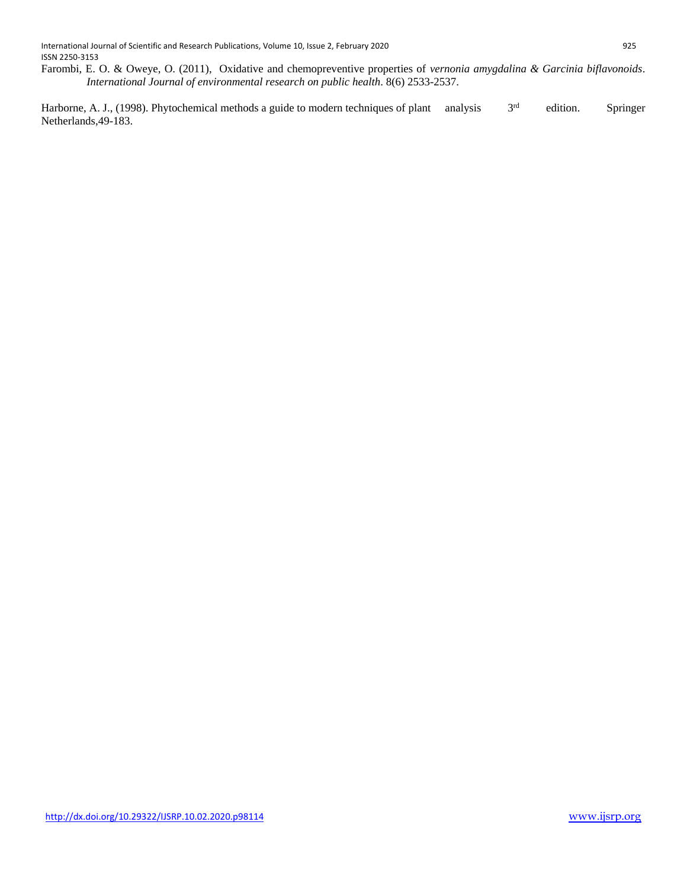Farombi, E. O. & Oweye, O. (2011), Oxidative and chemopreventive properties of *vernonia amygdalina & Garcinia biflavonoids*. *International Journal of environmental research on public health*. 8(6) 2533-2537.

Harborne, A. J., (1998). Phytochemical methods a guide to modern techniques of plant analysis 3rd edition. Springer Netherlands,49-183.